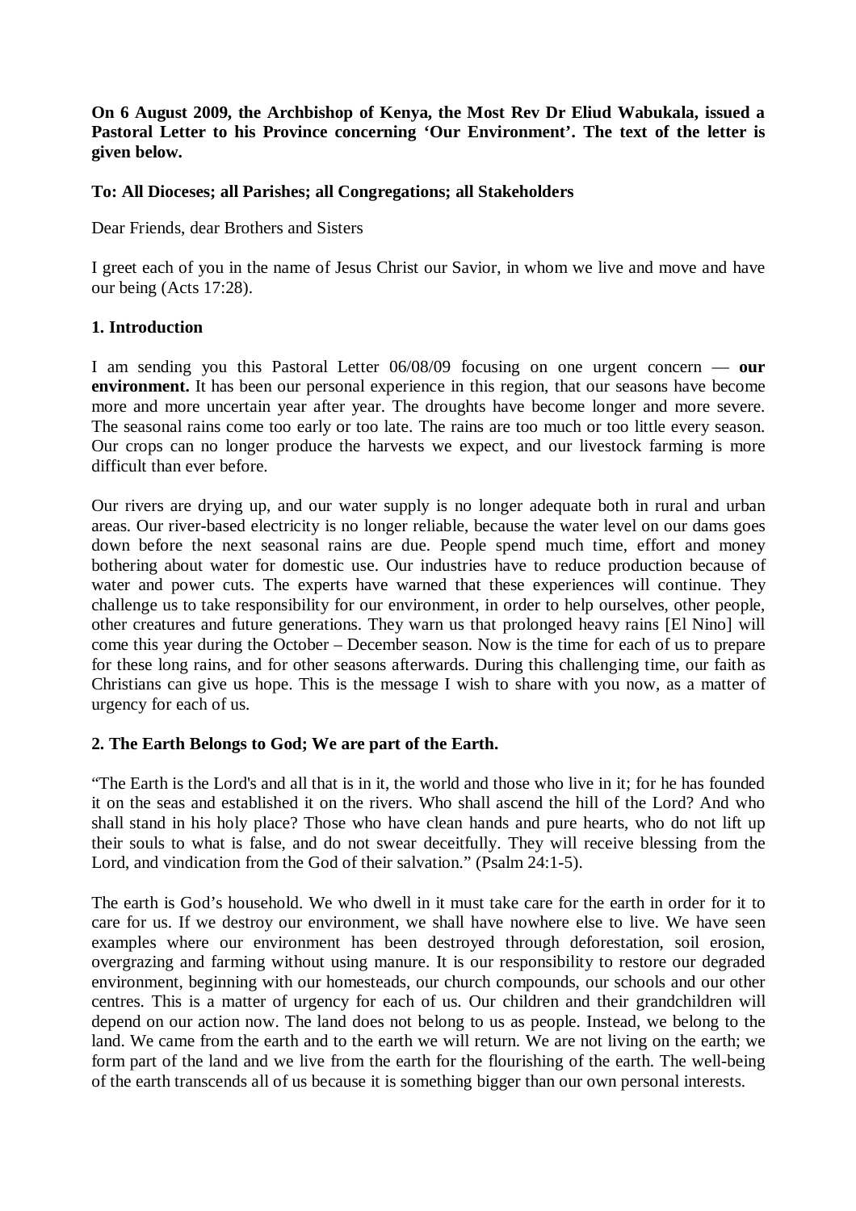**On 6 August 2009, the Archbishop of Kenya, the Most Rev Dr Eliud Wabukala, issued a Pastoral Letter to his Province concerning 'Our Environment'. The text of the letter is given below.**

**To: All Dioceses; all Parishes; all Congregations; all Stakeholders**

Dear Friends, dear Brothers and Sisters

I greet each of you in the name of Jesus Christ our Savior, in whom we live and move and have our being (Acts 17:28).

## 1. Introduction

I am sending you this Pastoral Letter 06/08/09 focusing on one urgent concern — **our environment.** It has been our personal experience in this region, that our seasons have become more and more uncertain year after year. The droughts have become longer and more severe. The seasonal rains come too early or too late. The rains are too much or too little every season. Our crops can no longer produce the harvests we expect, and our livestock farming is more difficult than ever before.

Our rivers are drying up, and our water supply is no longer adequate both in rural and urban areas. Our river-based electricity is no longer reliable, because the water level on our dams goes down before the next seasonal rains are due. People spend much time, effort and money bothering about water for domestic use. Our industries have to reduce production because of water and power cuts. The experts have warned that these experiences will continue. They challenge us to take responsibility for our environment, in order to help ourselves, other people, other creatures and future generations. They warn us that prolonged heavy rains [El Nino] will come this year during the October – December season. Now is the time for each of us to prepare for these long rains, and for other seasons afterwards. During this challenging time, our faith as Christians can give us hope. This is the message I wish to share with you now, as a matter of urgency for each of us.

## 2. The Earth Belongs to God; We are part of the Earth.

"The Earth is the Lord's and all that is in it, the world and those who live in it; for he has founded it on the seas and established it on the rivers. Who shall ascend the hill of the Lord? And who shall stand in his holy place? Those who have clean hands and pure hearts, who do not lift up their souls to what is false, and do not swear deceitfully. They will receive blessing from the Lord, and vindication from the God of their salvation." (Psalm 24:1-5).

The earth is God's household. We who dwell in it must take care for the earth in order for it to care for us. If we destroy our environment, we shall have nowhere else to live. We have seen examples where our environment has been destroyed through deforestation, soil erosion, overgrazing and farming without using manure. It is our responsibility to restore our degraded environment, beginning with our homesteads, our church compounds, our schools and our other centres. This is a matter of urgency for each of us. Our children and their grandchildren will depend on our action now. The land does not belong to us as people. Instead, we belong to the land. We came from the earth and to the earth we will return. We are not living on the earth; we form part of the land and we live from the earth for the flourishing of the earth. The well-being of the earth transcends all of us because it is something bigger than our own personal interests.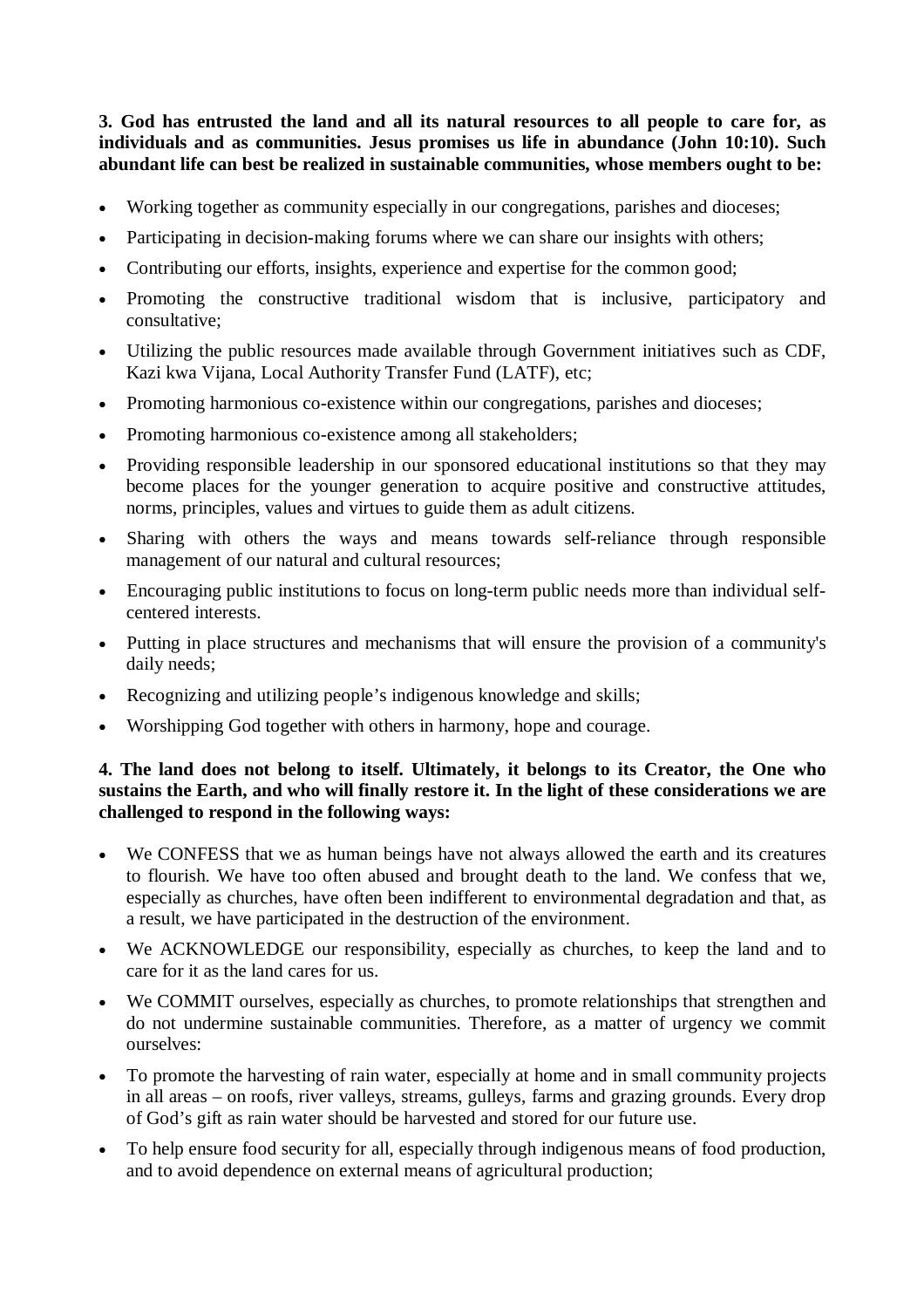**3. God has entrusted the land and all its natural resources to all people to care for, as individuals and as communities. Jesus promises us life in abundance (John 10:10). Such abundant life can best be realized in sustainable communities, whose members ought to be:**

- Working together as community especially in our congregations, parishes and dioceses;
- Participating in decision-making forums where we can share our insights with others;
- Contributing our efforts, insights, experience and expertise for the common good;
- Promoting the constructive traditional wisdom that is inclusive, participatory and consultative;
- Utilizing the public resources made available through Government initiatives such as CDF, Kazi kwa Vijana, Local Authority Transfer Fund (LATF), etc;
- Promoting harmonious co-existence within our congregations, parishes and dioceses;
- Promoting harmonious co-existence among all stakeholders;
- Providing responsible leadership in our sponsored educational institutions so that they may become places for the younger generation to acquire positive and constructive attitudes, norms, principles, values and virtues to guide them as adult citizens.
- Sharing with others the ways and means towards self-reliance through responsible management of our natural and cultural resources;
- Encouraging public institutions to focus on long-term public needs more than individual self-centered interests.
- Putting in place structures and mechanisms that will ensure the provision of a community's daily needs;
- Recognizing and utilizing people's indigenous knowledge and skills;
- Worshipping God together with others in harmony, hope and courage.

**4. The land does not belong to itself. Ultimately, it belongs to its Creator, the One who sustains the Earth, and who will finally restore it. In the light of these considerations we are challenged to respond in the following ways:**

- We CONFESS that we as human beings have not always allowed the earth and its creatures to flourish. We have too often abused and brought death to the land. We confess that we, especially as churches, have often been indifferent to environmental degradation and that, as a result, we have participated in the destruction of the environment.
- We ACKNOWLEDGE our responsibility, especially as churches, to keep the land and to care for it as the land cares for us.
- We COMMIT ourselves, especially as churches, to promote relationships that strengthen and do not undermine sustainable communities. Therefore, as a matter of urgency we commit ourselves:
- To promote the harvesting of rain water, especially at home and in small community projects in all areas – on roofs, river valleys, streams, gulleys, farms and grazing grounds. Every drop of God's gift as rain water should be harvested and stored for our future use.
- To help ensure food security for all, especially through indigenous means of food production, and to avoid dependence on external means of agricultural production;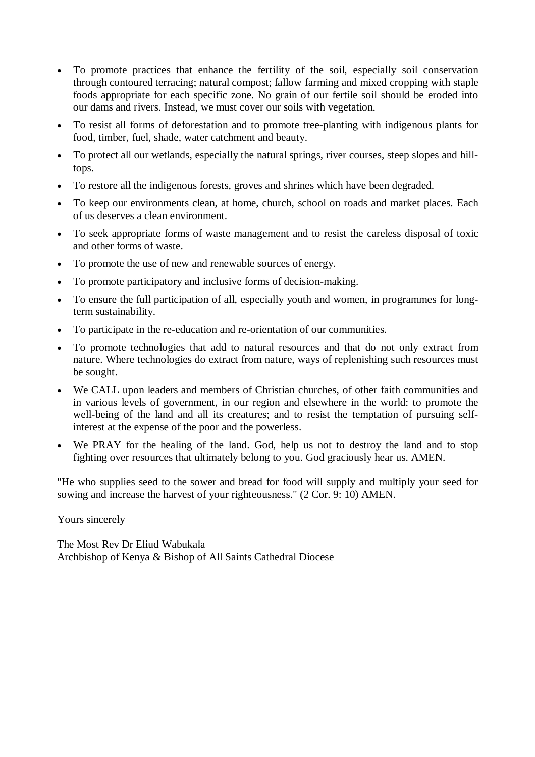- To promote practices that enhance the fertility of the soil, especially soil conservation through contoured terracing; natural compost; fallow farming and mixed cropping with staple foods appropriate for each specific zone. No grain of our fertile soil should be eroded into our dams and rivers. Instead, we must cover our soils with vegetation.
- To resist all forms of deforestation and to promote tree-planting with indigenous plants for food, timber, fuel, shade, water catchment and beauty.
- To protect all our wetlands, especially the natural springs, river courses, steep slopes and hill-tops.
- To restore all the indigenous forests, groves and shrines which have been degraded.
- To keep our environments clean, at home, church, school on roads and market places. Each of us deserves a clean environment.
- To seek appropriate forms of waste management and to resist the careless disposal of toxic and other forms of waste.
- To promote the use of new and renewable sources of energy.
- To promote participatory and inclusive forms of decision-making.
- To ensure the full participation of all, especially youth and women, in programmes for long-term sustainability.
- To participate in the re-education and re-orientation of our communities.
- To promote technologies that add to natural resources and that do not only extract from nature. Where technologies do extract from nature, ways of replenishing such resources must be sought.
- We CALL upon leaders and members of Christian churches, of other faith communities and in various levels of government, in our region and elsewhere in the world: to promote the well-being of the land and all its creatures; and to resist the temptation of pursuing self-interest at the expense of the poor and the powerless.
- We PRAY for the healing of the land. God, help us not to destroy the land and to stop fighting over resources that ultimately belong to you. God graciously hear us. AMEN.

"He who supplies seed to the sower and bread for food will supply and multiply your seed for sowing and increase the harvest of your righteousness." (2 Cor. 9: 10) AMEN.

Yours sincerely

The Most Rev Dr Eliud Wabukala  
Archbishop of Kenya & Bishop of All Saints Cathedral Diocese